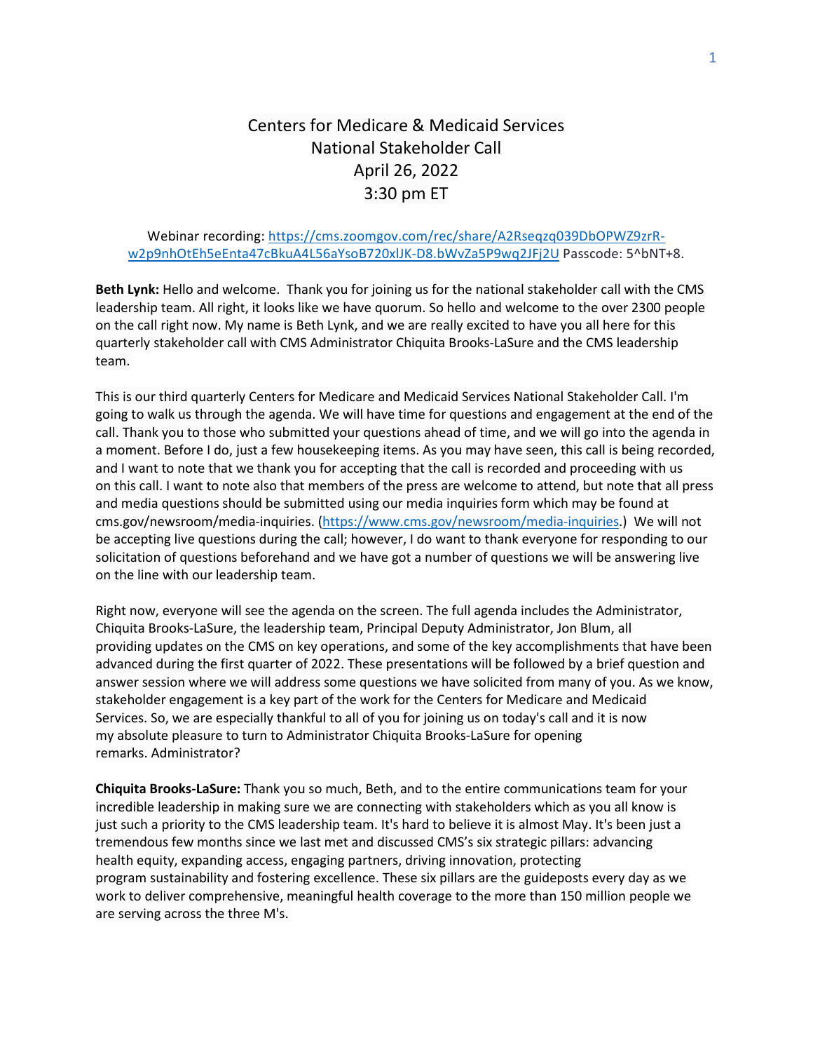# Centers for Medicare & Medicaid Services
## National Stakeholder Call
## April 26, 2022
## 3:30 pm ET

Webinar recording: [https://cms.zoomgov.com/rec/share/A2Rseqzq039DbOPWZ9zrR-w2p9nhOtEh5eEnta47cBkuA4L56aYsoB720xlJK-D8.bWvZa5P9wq2JFj2U](https://cms.zoomgov.com/rec/share/A2Rseqzq039DbOPWZ9zrR-w2p9nhOtEh5eEnta47cBkuA4L56aYsoB720xlJK-D8.bWvZa5P9wq2JFj2U) Passcode: 5^bNT+8.

**Beth Lynk:** Hello and welcome. Thank you for joining us for the national stakeholder call with the CMS leadership team. All right, it looks like we have quorum. So hello and welcome to the over 2300 people on the call right now. My name is Beth Lynk, and we are really excited to have you all here for this quarterly stakeholder call with CMS Administrator Chiquita Brooks-LaSure and the CMS leadership team.

This is our third quarterly Centers for Medicare and Medicaid Services National Stakeholder Call. I'm going to walk us through the agenda. We will have time for questions and engagement at the end of the call. Thank you to those who submitted your questions ahead of time, and we will go into the agenda in a moment. Before I do, just a few housekeeping items. As you may have seen, this call is being recorded, and I want to note that we thank you for accepting that the call is recorded and proceeding with us on this call. I want to note also that members of the press are welcome to attend, but note that all press and media questions should be submitted using our media inquiries form which may be found at cms.gov/newsroom/media-inquiries. ([https://www.cms.gov/newsroom/media-inquiries](https://www.cms.gov/newsroom/media-inquiries).) We will not be accepting live questions during the call; however, I do want to thank everyone for responding to our solicitation of questions beforehand and we have got a number of questions we will be answering live on the line with our leadership team.

Right now, everyone will see the agenda on the screen. The full agenda includes the Administrator, Chiquita Brooks-LaSure, the leadership team, Principal Deputy Administrator, Jon Blum, all providing updates on the CMS on key operations, and some of the key accomplishments that have been advanced during the first quarter of 2022. These presentations will be followed by a brief question and answer session where we will address some questions we have solicited from many of you. As we know, stakeholder engagement is a key part of the work for the Centers for Medicare and Medicaid Services. So, we are especially thankful to all of you for joining us on today's call and it is now my absolute pleasure to turn to Administrator Chiquita Brooks-LaSure for opening remarks. Administrator?

**Chiquita Brooks-LaSure:** Thank you so much, Beth, and to the entire communications team for your incredible leadership in making sure we are connecting with stakeholders which as you all know is just such a priority to the CMS leadership team. It's hard to believe it is almost May. It's been just a tremendous few months since we last met and discussed CMS's six strategic pillars: advancing health equity, expanding access, engaging partners, driving innovation, protecting program sustainability and fostering excellence. These six pillars are the guideposts every day as we work to deliver comprehensive, meaningful health coverage to the more than 150 million people we are serving across the three M's.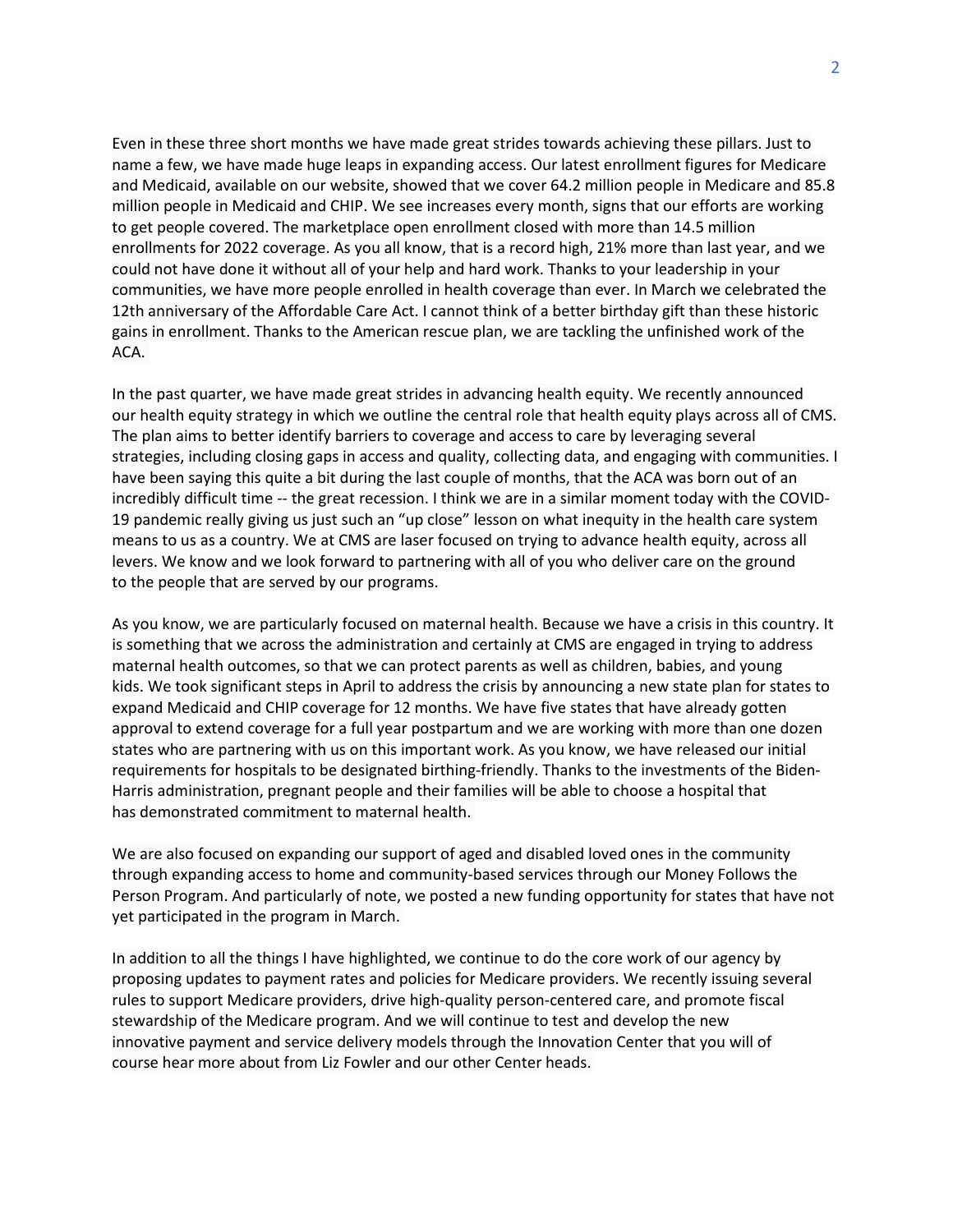Even in these three short months we have made great strides towards achieving these pillars. Just to name a few, we have made huge leaps in expanding access. Our latest enrollment figures for Medicare and Medicaid, available on our website, showed that we cover 64.2 million people in Medicare and 85.8 million people in Medicaid and CHIP. We see increases every month, signs that our efforts are working to get people covered. The marketplace open enrollment closed with more than 14.5 million enrollments for 2022 coverage. As you all know, that is a record high, 21% more than last year, and we could not have done it without all of your help and hard work. Thanks to your leadership in your communities, we have more people enrolled in health coverage than ever. In March we celebrated the 12th anniversary of the Affordable Care Act. I cannot think of a better birthday gift than these historic gains in enrollment. Thanks to the American rescue plan, we are tackling the unfinished work of the ACA.

In the past quarter, we have made great strides in advancing health equity. We recently announced our health equity strategy in which we outline the central role that health equity plays across all of CMS. The plan aims to better identify barriers to coverage and access to care by leveraging several strategies, including closing gaps in access and quality, collecting data, and engaging with communities. I have been saying this quite a bit during the last couple of months, that the ACA was born out of an incredibly difficult time -- the great recession. I think we are in a similar moment today with the COVID-19 pandemic really giving us just such an "up close" lesson on what inequity in the health care system means to us as a country. We at CMS are laser focused on trying to advance health equity, across all levers. We know and we look forward to partnering with all of you who deliver care on the ground to the people that are served by our programs.

As you know, we are particularly focused on maternal health. Because we have a crisis in this country. It is something that we across the administration and certainly at CMS are engaged in trying to address maternal health outcomes, so that we can protect parents as well as children, babies, and young kids. We took significant steps in April to address the crisis by announcing a new state plan for states to expand Medicaid and CHIP coverage for 12 months. We have five states that have already gotten approval to extend coverage for a full year postpartum and we are working with more than one dozen states who are partnering with us on this important work. As you know, we have released our initial requirements for hospitals to be designated birthing-friendly. Thanks to the investments of the Biden-Harris administration, pregnant people and their families will be able to choose a hospital that has demonstrated commitment to maternal health.

We are also focused on expanding our support of aged and disabled loved ones in the community through expanding access to home and community-based services through our Money Follows the Person Program. And particularly of note, we posted a new funding opportunity for states that have not yet participated in the program in March.

In addition to all the things I have highlighted, we continue to do the core work of our agency by proposing updates to payment rates and policies for Medicare providers. We recently issuing several rules to support Medicare providers, drive high-quality person-centered care, and promote fiscal stewardship of the Medicare program. And we will continue to test and develop the new innovative payment and service delivery models through the Innovation Center that you will of course hear more about from Liz Fowler and our other Center heads.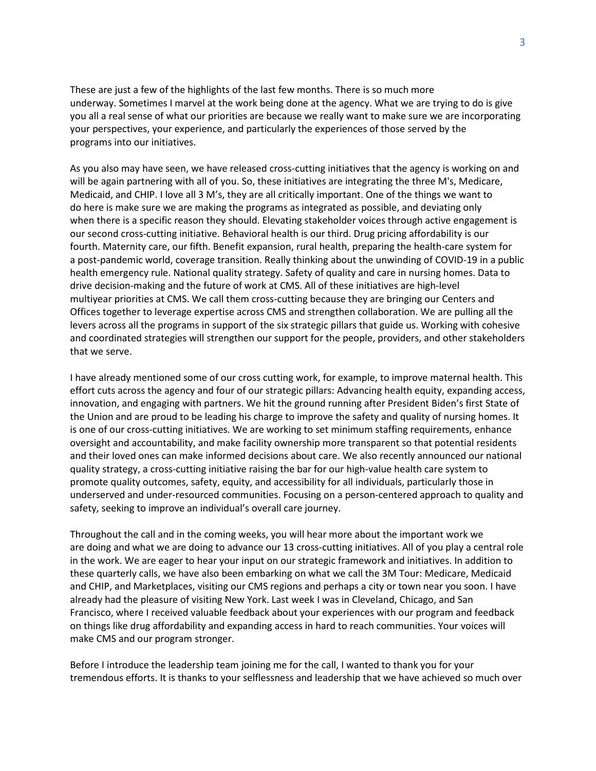These are just a few of the highlights of the last few months. There is so much more underway. Sometimes I marvel at the work being done at the agency. What we are trying to do is give you all a real sense of what our priorities are because we really want to make sure we are incorporating your perspectives, your experience, and particularly the experiences of those served by the programs into our initiatives.

As you also may have seen, we have released cross-cutting initiatives that the agency is working on and will be again partnering with all of you. So, these initiatives are integrating the three M's, Medicare, Medicaid, and CHIP. I love all 3 M's, they are all critically important. One of the things we want to do here is make sure we are making the programs as integrated as possible, and deviating only when there is a specific reason they should. Elevating stakeholder voices through active engagement is our second cross-cutting initiative. Behavioral health is our third. Drug pricing affordability is our fourth. Maternity care, our fifth. Benefit expansion, rural health, preparing the health-care system for a post-pandemic world, coverage transition. Really thinking about the unwinding of COVID-19 in a public health emergency rule. National quality strategy. Safety of quality and care in nursing homes. Data to drive decision-making and the future of work at CMS. All of these initiatives are high-level multiyear priorities at CMS. We call them cross-cutting because they are bringing our Centers and Offices together to leverage expertise across CMS and strengthen collaboration. We are pulling all the levers across all the programs in support of the six strategic pillars that guide us. Working with cohesive and coordinated strategies will strengthen our support for the people, providers, and other stakeholders that we serve.

I have already mentioned some of our cross cutting work, for example, to improve maternal health. This effort cuts across the agency and four of our strategic pillars: Advancing health equity, expanding access, innovation, and engaging with partners. We hit the ground running after President Biden's first State of the Union and are proud to be leading his charge to improve the safety and quality of nursing homes. It is one of our cross-cutting initiatives. We are working to set minimum staffing requirements, enhance oversight and accountability, and make facility ownership more transparent so that potential residents and their loved ones can make informed decisions about care. We also recently announced our national quality strategy, a cross-cutting initiative raising the bar for our high-value health care system to promote quality outcomes, safety, equity, and accessibility for all individuals, particularly those in underserved and under-resourced communities. Focusing on a person-centered approach to quality and safety, seeking to improve an individual's overall care journey.

Throughout the call and in the coming weeks, you will hear more about the important work we are doing and what we are doing to advance our 13 cross-cutting initiatives. All of you play a central role in the work. We are eager to hear your input on our strategic framework and initiatives. In addition to these quarterly calls, we have also been embarking on what we call the 3M Tour: Medicare, Medicaid and CHIP, and Marketplaces, visiting our CMS regions and perhaps a city or town near you soon. I have already had the pleasure of visiting New York. Last week I was in Cleveland, Chicago, and San Francisco, where I received valuable feedback about your experiences with our program and feedback on things like drug affordability and expanding access in hard to reach communities. Your voices will make CMS and our program stronger.

Before I introduce the leadership team joining me for the call, I wanted to thank you for your tremendous efforts. It is thanks to your selflessness and leadership that we have achieved so much over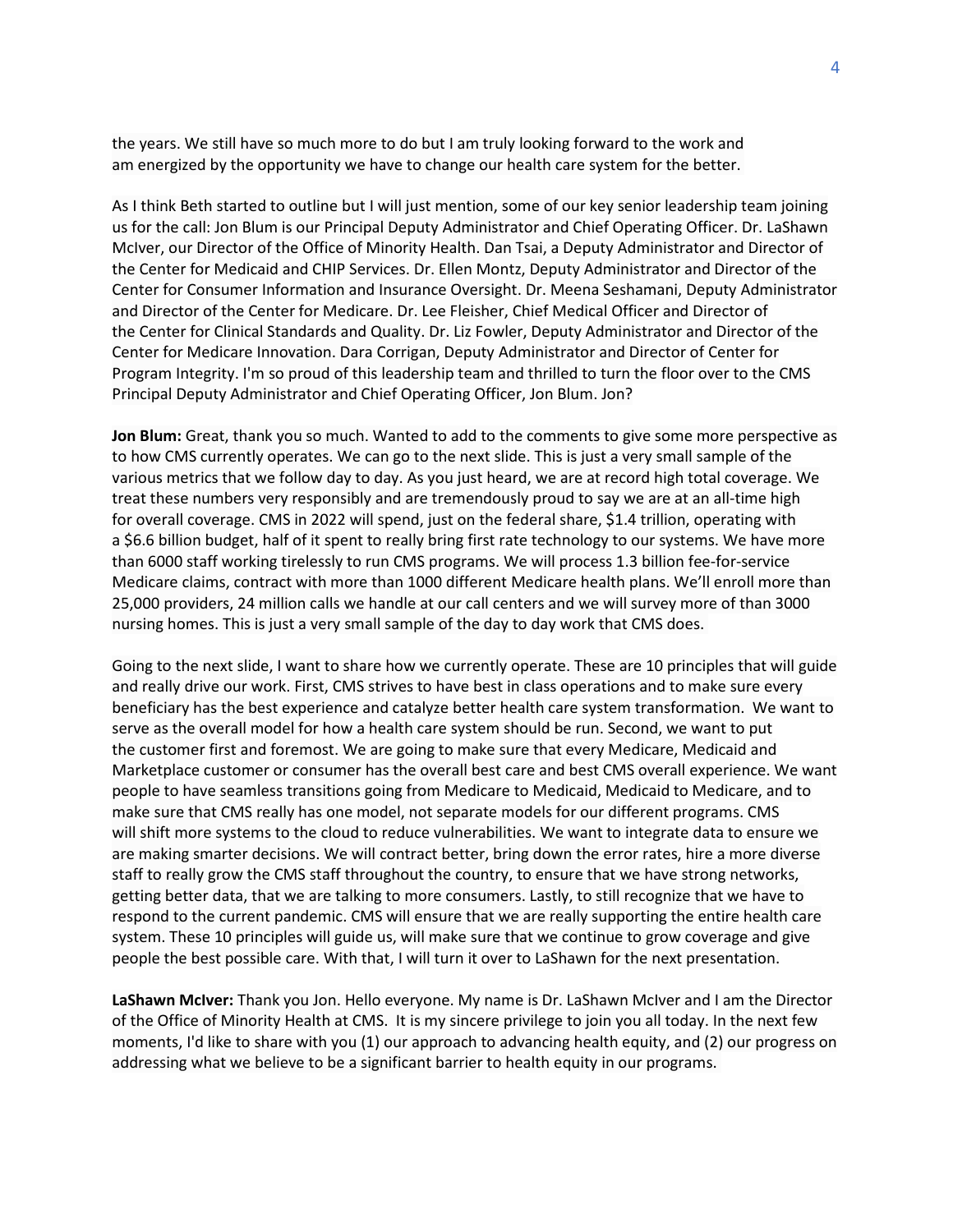the years. We still have so much more to do but I am truly looking forward to the work and am energized by the opportunity we have to change our health care system for the better.

As I think Beth started to outline but I will just mention, some of our key senior leadership team joining us for the call: Jon Blum is our Principal Deputy Administrator and Chief Operating Officer. Dr. LaShawn McIver, our Director of the Office of Minority Health. Dan Tsai, a Deputy Administrator and Director of the Center for Medicaid and CHIP Services. Dr. Ellen Montz, Deputy Administrator and Director of the Center for Consumer Information and Insurance Oversight. Dr. Meena Seshamani, Deputy Administrator and Director of the Center for Medicare. Dr. Lee Fleisher, Chief Medical Officer and Director of the Center for Clinical Standards and Quality. Dr. Liz Fowler, Deputy Administrator and Director of the Center for Medicare Innovation. Dara Corrigan, Deputy Administrator and Director of Center for Program Integrity. I'm so proud of this leadership team and thrilled to turn the floor over to the CMS Principal Deputy Administrator and Chief Operating Officer, Jon Blum. Jon?

**Jon Blum:** Great, thank you so much. Wanted to add to the comments to give some more perspective as to how CMS currently operates. We can go to the next slide. This is just a very small sample of the various metrics that we follow day to day. As you just heard, we are at record high total coverage. We treat these numbers very responsibly and are tremendously proud to say we are at an all-time high for overall coverage. CMS in 2022 will spend, just on the federal share, $1.4 trillion, operating with a $6.6 billion budget, half of it spent to really bring first rate technology to our systems. We have more than 6000 staff working tirelessly to run CMS programs. We will process 1.3 billion fee-for-service Medicare claims, contract with more than 1000 different Medicare health plans. We'll enroll more than 25,000 providers, 24 million calls we handle at our call centers and we will survey more of than 3000 nursing homes. This is just a very small sample of the day to day work that CMS does.

Going to the next slide, I want to share how we currently operate. These are 10 principles that will guide and really drive our work. First, CMS strives to have best in class operations and to make sure every beneficiary has the best experience and catalyze better health care system transformation. We want to serve as the overall model for how a health care system should be run. Second, we want to put the customer first and foremost. We are going to make sure that every Medicare, Medicaid and Marketplace customer or consumer has the overall best care and best CMS overall experience. We want people to have seamless transitions going from Medicare to Medicaid, Medicaid to Medicare, and to make sure that CMS really has one model, not separate models for our different programs. CMS will shift more systems to the cloud to reduce vulnerabilities. We want to integrate data to ensure we are making smarter decisions. We will contract better, bring down the error rates, hire a more diverse staff to really grow the CMS staff throughout the country, to ensure that we have strong networks, getting better data, that we are talking to more consumers. Lastly, to still recognize that we have to respond to the current pandemic. CMS will ensure that we are really supporting the entire health care system. These 10 principles will guide us, will make sure that we continue to grow coverage and give people the best possible care. With that, I will turn it over to LaShawn for the next presentation.

**LaShawn McIver:** Thank you Jon. Hello everyone. My name is Dr. LaShawn McIver and I am the Director of the Office of Minority Health at CMS. It is my sincere privilege to join you all today. In the next few moments, I'd like to share with you (1) our approach to advancing health equity, and (2) our progress on addressing what we believe to be a significant barrier to health equity in our programs.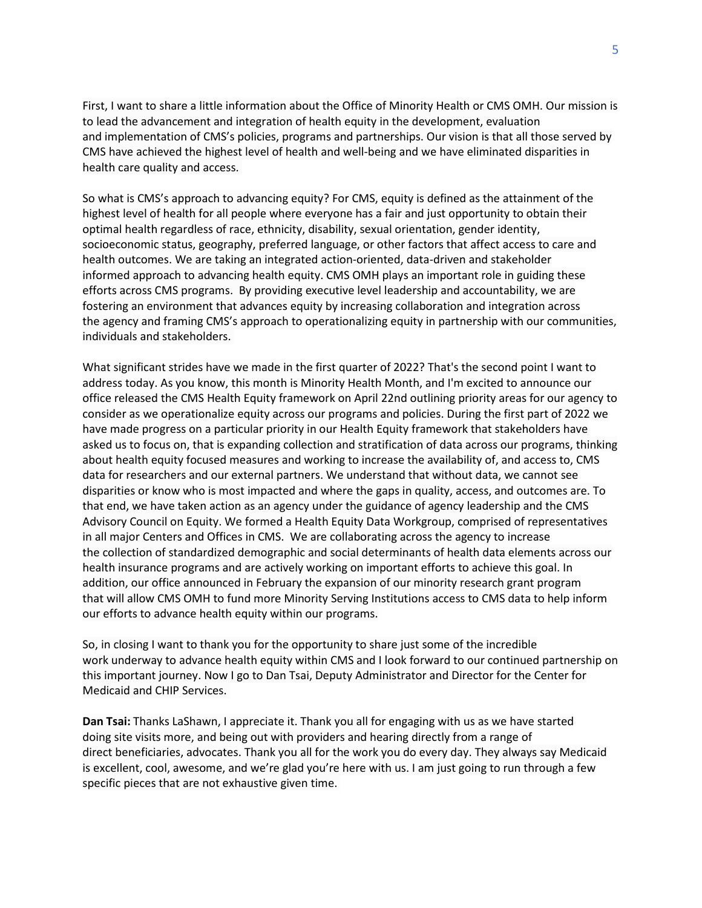First, I want to share a little information about the Office of Minority Health or CMS OMH. Our mission is to lead the advancement and integration of health equity in the development, evaluation and implementation of CMS's policies, programs and partnerships. Our vision is that all those served by CMS have achieved the highest level of health and well-being and we have eliminated disparities in health care quality and access.

So what is CMS's approach to advancing equity? For CMS, equity is defined as the attainment of the highest level of health for all people where everyone has a fair and just opportunity to obtain their optimal health regardless of race, ethnicity, disability, sexual orientation, gender identity, socioeconomic status, geography, preferred language, or other factors that affect access to care and health outcomes. We are taking an integrated action-oriented, data-driven and stakeholder informed approach to advancing health equity. CMS OMH plays an important role in guiding these efforts across CMS programs. By providing executive level leadership and accountability, we are fostering an environment that advances equity by increasing collaboration and integration across the agency and framing CMS's approach to operationalizing equity in partnership with our communities, individuals and stakeholders.

What significant strides have we made in the first quarter of 2022? That's the second point I want to address today. As you know, this month is Minority Health Month, and I'm excited to announce our office released the CMS Health Equity framework on April 22nd outlining priority areas for our agency to consider as we operationalize equity across our programs and policies. During the first part of 2022 we have made progress on a particular priority in our Health Equity framework that stakeholders have asked us to focus on, that is expanding collection and stratification of data across our programs, thinking about health equity focused measures and working to increase the availability of, and access to, CMS data for researchers and our external partners. We understand that without data, we cannot see disparities or know who is most impacted and where the gaps in quality, access, and outcomes are. To that end, we have taken action as an agency under the guidance of agency leadership and the CMS Advisory Council on Equity. We formed a Health Equity Data Workgroup, comprised of representatives in all major Centers and Offices in CMS. We are collaborating across the agency to increase the collection of standardized demographic and social determinants of health data elements across our health insurance programs and are actively working on important efforts to achieve this goal. In addition, our office announced in February the expansion of our minority research grant program that will allow CMS OMH to fund more Minority Serving Institutions access to CMS data to help inform our efforts to advance health equity within our programs.

So, in closing I want to thank you for the opportunity to share just some of the incredible work underway to advance health equity within CMS and I look forward to our continued partnership on this important journey. Now I go to Dan Tsai, Deputy Administrator and Director for the Center for Medicaid and CHIP Services.

**Dan Tsai:** Thanks LaShawn, I appreciate it. Thank you all for engaging with us as we have started doing site visits more, and being out with providers and hearing directly from a range of direct beneficiaries, advocates. Thank you all for the work you do every day. They always say Medicaid is excellent, cool, awesome, and we're glad you're here with us. I am just going to run through a few specific pieces that are not exhaustive given time.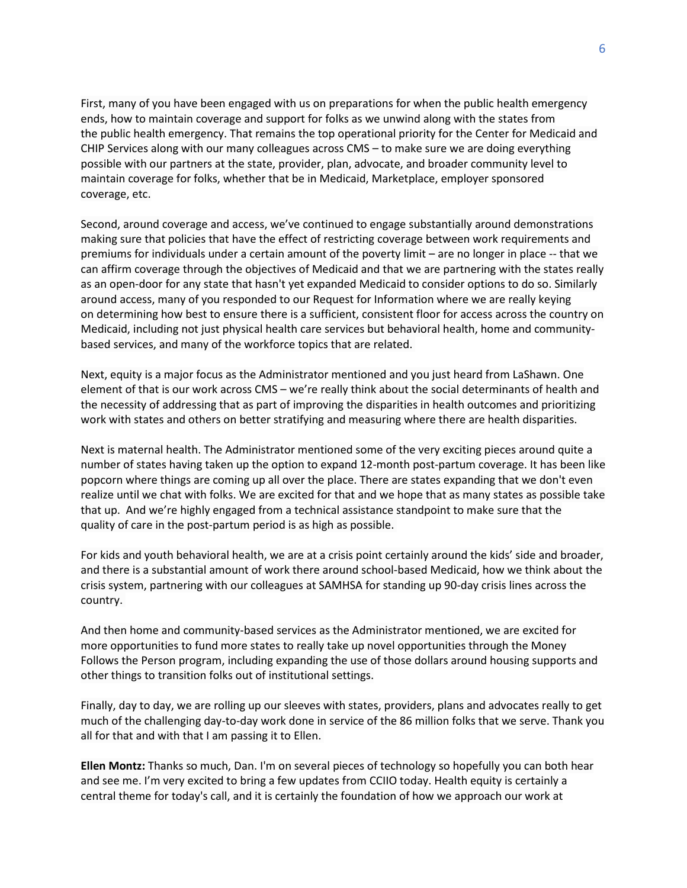First, many of you have been engaged with us on preparations for when the public health emergency ends, how to maintain coverage and support for folks as we unwind along with the states from the public health emergency. That remains the top operational priority for the Center for Medicaid and CHIP Services along with our many colleagues across CMS – to make sure we are doing everything possible with our partners at the state, provider, plan, advocate, and broader community level to maintain coverage for folks, whether that be in Medicaid, Marketplace, employer sponsored coverage, etc.

Second, around coverage and access, we've continued to engage substantially around demonstrations making sure that policies that have the effect of restricting coverage between work requirements and premiums for individuals under a certain amount of the poverty limit – are no longer in place -- that we can affirm coverage through the objectives of Medicaid and that we are partnering with the states really as an open-door for any state that hasn't yet expanded Medicaid to consider options to do so. Similarly around access, many of you responded to our Request for Information where we are really keying on determining how best to ensure there is a sufficient, consistent floor for access across the country on Medicaid, including not just physical health care services but behavioral health, home and community-based services, and many of the workforce topics that are related.

Next, equity is a major focus as the Administrator mentioned and you just heard from LaShawn. One element of that is our work across CMS – we're really think about the social determinants of health and the necessity of addressing that as part of improving the disparities in health outcomes and prioritizing work with states and others on better stratifying and measuring where there are health disparities.

Next is maternal health. The Administrator mentioned some of the very exciting pieces around quite a number of states having taken up the option to expand 12-month post-partum coverage. It has been like popcorn where things are coming up all over the place. There are states expanding that we don't even realize until we chat with folks. We are excited for that and we hope that as many states as possible take that up. And we're highly engaged from a technical assistance standpoint to make sure that the quality of care in the post-partum period is as high as possible.

For kids and youth behavioral health, we are at a crisis point certainly around the kids' side and broader, and there is a substantial amount of work there around school-based Medicaid, how we think about the crisis system, partnering with our colleagues at SAMHSA for standing up 90-day crisis lines across the country.

And then home and community-based services as the Administrator mentioned, we are excited for more opportunities to fund more states to really take up novel opportunities through the Money Follows the Person program, including expanding the use of those dollars around housing supports and other things to transition folks out of institutional settings.

Finally, day to day, we are rolling up our sleeves with states, providers, plans and advocates really to get much of the challenging day-to-day work done in service of the 86 million folks that we serve. Thank you all for that and with that I am passing it to Ellen.

**Ellen Montz:** Thanks so much, Dan. I'm on several pieces of technology so hopefully you can both hear and see me. I'm very excited to bring a few updates from CCIIO today. Health equity is certainly a central theme for today's call, and it is certainly the foundation of how we approach our work at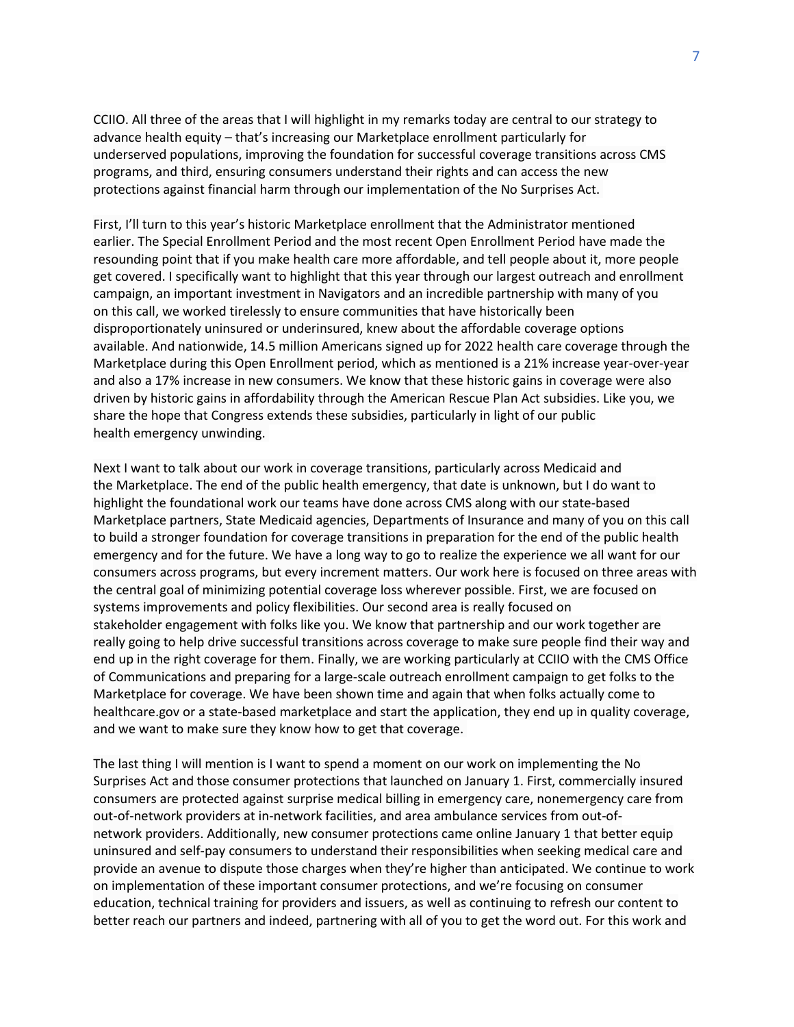CCIIO. All three of the areas that I will highlight in my remarks today are central to our strategy to advance health equity – that's increasing our Marketplace enrollment particularly for underserved populations, improving the foundation for successful coverage transitions across CMS programs, and third, ensuring consumers understand their rights and can access the new protections against financial harm through our implementation of the No Surprises Act.

First, I'll turn to this year's historic Marketplace enrollment that the Administrator mentioned earlier. The Special Enrollment Period and the most recent Open Enrollment Period have made the resounding point that if you make health care more affordable, and tell people about it, more people get covered. I specifically want to highlight that this year through our largest outreach and enrollment campaign, an important investment in Navigators and an incredible partnership with many of you on this call, we worked tirelessly to ensure communities that have historically been disproportionately uninsured or underinsured, knew about the affordable coverage options available. And nationwide, 14.5 million Americans signed up for 2022 health care coverage through the Marketplace during this Open Enrollment period, which as mentioned is a 21% increase year-over-year and also a 17% increase in new consumers. We know that these historic gains in coverage were also driven by historic gains in affordability through the American Rescue Plan Act subsidies. Like you, we share the hope that Congress extends these subsidies, particularly in light of our public health emergency unwinding.

Next I want to talk about our work in coverage transitions, particularly across Medicaid and the Marketplace. The end of the public health emergency, that date is unknown, but I do want to highlight the foundational work our teams have done across CMS along with our state-based Marketplace partners, State Medicaid agencies, Departments of Insurance and many of you on this call to build a stronger foundation for coverage transitions in preparation for the end of the public health emergency and for the future. We have a long way to go to realize the experience we all want for our consumers across programs, but every increment matters. Our work here is focused on three areas with the central goal of minimizing potential coverage loss wherever possible. First, we are focused on systems improvements and policy flexibilities. Our second area is really focused on stakeholder engagement with folks like you. We know that partnership and our work together are really going to help drive successful transitions across coverage to make sure people find their way and end up in the right coverage for them. Finally, we are working particularly at CCIIO with the CMS Office of Communications and preparing for a large-scale outreach enrollment campaign to get folks to the Marketplace for coverage. We have been shown time and again that when folks actually come to healthcare.gov or a state-based marketplace and start the application, they end up in quality coverage, and we want to make sure they know how to get that coverage.

The last thing I will mention is I want to spend a moment on our work on implementing the No Surprises Act and those consumer protections that launched on January 1. First, commercially insured consumers are protected against surprise medical billing in emergency care, nonemergency care from out-of-network providers at in-network facilities, and area ambulance services from out-of-network providers. Additionally, new consumer protections came online January 1 that better equip uninsured and self-pay consumers to understand their responsibilities when seeking medical care and provide an avenue to dispute those charges when they're higher than anticipated. We continue to work on implementation of these important consumer protections, and we're focusing on consumer education, technical training for providers and issuers, as well as continuing to refresh our content to better reach our partners and indeed, partnering with all of you to get the word out. For this work and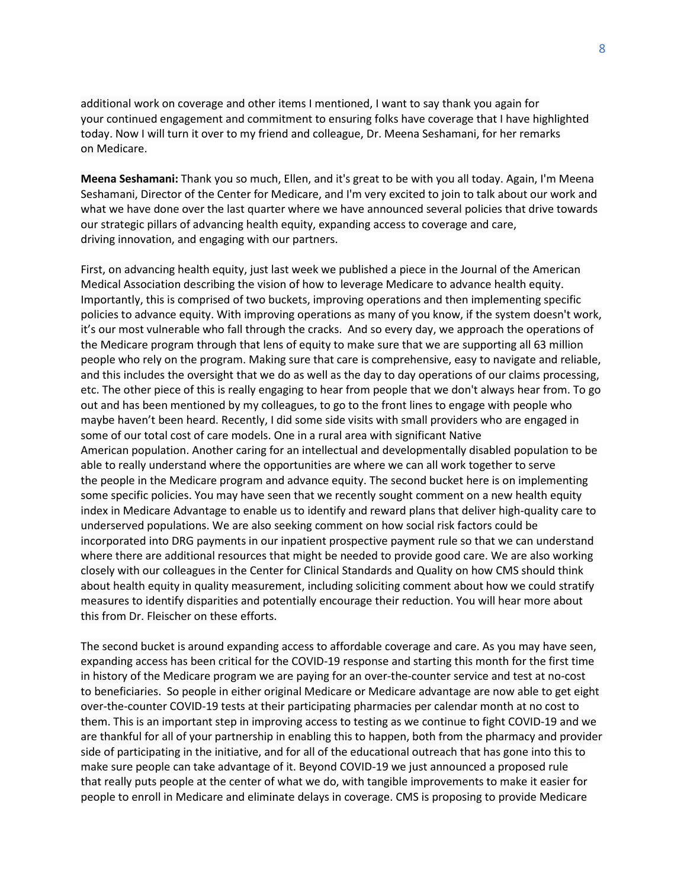additional work on coverage and other items I mentioned, I want to say thank you again for your continued engagement and commitment to ensuring folks have coverage that I have highlighted today. Now I will turn it over to my friend and colleague, Dr. Meena Seshamani, for her remarks on Medicare.

**Meena Seshamani:** Thank you so much, Ellen, and it's great to be with you all today. Again, I'm Meena Seshamani, Director of the Center for Medicare, and I'm very excited to join to talk about our work and what we have done over the last quarter where we have announced several policies that drive towards our strategic pillars of advancing health equity, expanding access to coverage and care, driving innovation, and engaging with our partners.

First, on advancing health equity, just last week we published a piece in the Journal of the American Medical Association describing the vision of how to leverage Medicare to advance health equity. Importantly, this is comprised of two buckets, improving operations and then implementing specific policies to advance equity. With improving operations as many of you know, if the system doesn't work, it's our most vulnerable who fall through the cracks. And so every day, we approach the operations of the Medicare program through that lens of equity to make sure that we are supporting all 63 million people who rely on the program. Making sure that care is comprehensive, easy to navigate and reliable, and this includes the oversight that we do as well as the day to day operations of our claims processing, etc. The other piece of this is really engaging to hear from people that we don't always hear from. To go out and has been mentioned by my colleagues, to go to the front lines to engage with people who maybe haven't been heard. Recently, I did some side visits with small providers who are engaged in some of our total cost of care models. One in a rural area with significant Native American population. Another caring for an intellectual and developmentally disabled population to be able to really understand where the opportunities are where we can all work together to serve the people in the Medicare program and advance equity. The second bucket here is on implementing some specific policies. You may have seen that we recently sought comment on a new health equity index in Medicare Advantage to enable us to identify and reward plans that deliver high-quality care to underserved populations. We are also seeking comment on how social risk factors could be incorporated into DRG payments in our inpatient prospective payment rule so that we can understand where there are additional resources that might be needed to provide good care. We are also working closely with our colleagues in the Center for Clinical Standards and Quality on how CMS should think about health equity in quality measurement, including soliciting comment about how we could stratify measures to identify disparities and potentially encourage their reduction. You will hear more about this from Dr. Fleischer on these efforts.

The second bucket is around expanding access to affordable coverage and care. As you may have seen, expanding access has been critical for the COVID-19 response and starting this month for the first time in history of the Medicare program we are paying for an over-the-counter service and test at no-cost to beneficiaries. So people in either original Medicare or Medicare advantage are now able to get eight over-the-counter COVID-19 tests at their participating pharmacies per calendar month at no cost to them. This is an important step in improving access to testing as we continue to fight COVID-19 and we are thankful for all of your partnership in enabling this to happen, both from the pharmacy and provider side of participating in the initiative, and for all of the educational outreach that has gone into this to make sure people can take advantage of it. Beyond COVID-19 we just announced a proposed rule that really puts people at the center of what we do, with tangible improvements to make it easier for people to enroll in Medicare and eliminate delays in coverage. CMS is proposing to provide Medicare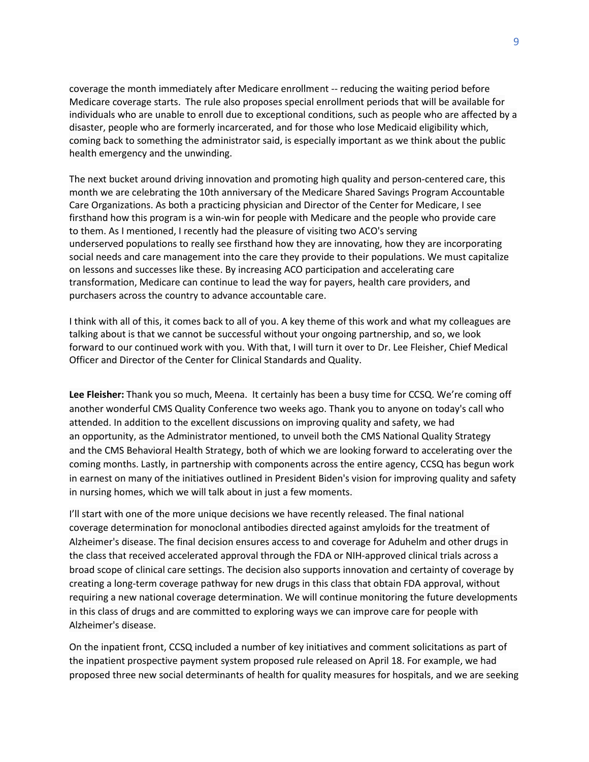coverage the month immediately after Medicare enrollment -- reducing the waiting period before Medicare coverage starts. The rule also proposes special enrollment periods that will be available for individuals who are unable to enroll due to exceptional conditions, such as people who are affected by a disaster, people who are formerly incarcerated, and for those who lose Medicaid eligibility which, coming back to something the administrator said, is especially important as we think about the public health emergency and the unwinding.

The next bucket around driving innovation and promoting high quality and person-centered care, this month we are celebrating the 10th anniversary of the Medicare Shared Savings Program Accountable Care Organizations. As both a practicing physician and Director of the Center for Medicare, I see firsthand how this program is a win-win for people with Medicare and the people who provide care to them. As I mentioned, I recently had the pleasure of visiting two ACO's serving underserved populations to really see firsthand how they are innovating, how they are incorporating social needs and care management into the care they provide to their populations. We must capitalize on lessons and successes like these. By increasing ACO participation and accelerating care transformation, Medicare can continue to lead the way for payers, health care providers, and purchasers across the country to advance accountable care.

I think with all of this, it comes back to all of you. A key theme of this work and what my colleagues are talking about is that we cannot be successful without your ongoing partnership, and so, we look forward to our continued work with you. With that, I will turn it over to Dr. Lee Fleisher, Chief Medical Officer and Director of the Center for Clinical Standards and Quality.

**Lee Fleisher:** Thank you so much, Meena. It certainly has been a busy time for CCSQ. We're coming off another wonderful CMS Quality Conference two weeks ago. Thank you to anyone on today's call who attended. In addition to the excellent discussions on improving quality and safety, we had an opportunity, as the Administrator mentioned, to unveil both the CMS National Quality Strategy and the CMS Behavioral Health Strategy, both of which we are looking forward to accelerating over the coming months. Lastly, in partnership with components across the entire agency, CCSQ has begun work in earnest on many of the initiatives outlined in President Biden's vision for improving quality and safety in nursing homes, which we will talk about in just a few moments.

I'll start with one of the more unique decisions we have recently released. The final national coverage determination for monoclonal antibodies directed against amyloids for the treatment of Alzheimer's disease. The final decision ensures access to and coverage for Aduhelm and other drugs in the class that received accelerated approval through the FDA or NIH-approved clinical trials across a broad scope of clinical care settings. The decision also supports innovation and certainty of coverage by creating a long-term coverage pathway for new drugs in this class that obtain FDA approval, without requiring a new national coverage determination. We will continue monitoring the future developments in this class of drugs and are committed to exploring ways we can improve care for people with Alzheimer's disease.

On the inpatient front, CCSQ included a number of key initiatives and comment solicitations as part of the inpatient prospective payment system proposed rule released on April 18. For example, we had proposed three new social determinants of health for quality measures for hospitals, and we are seeking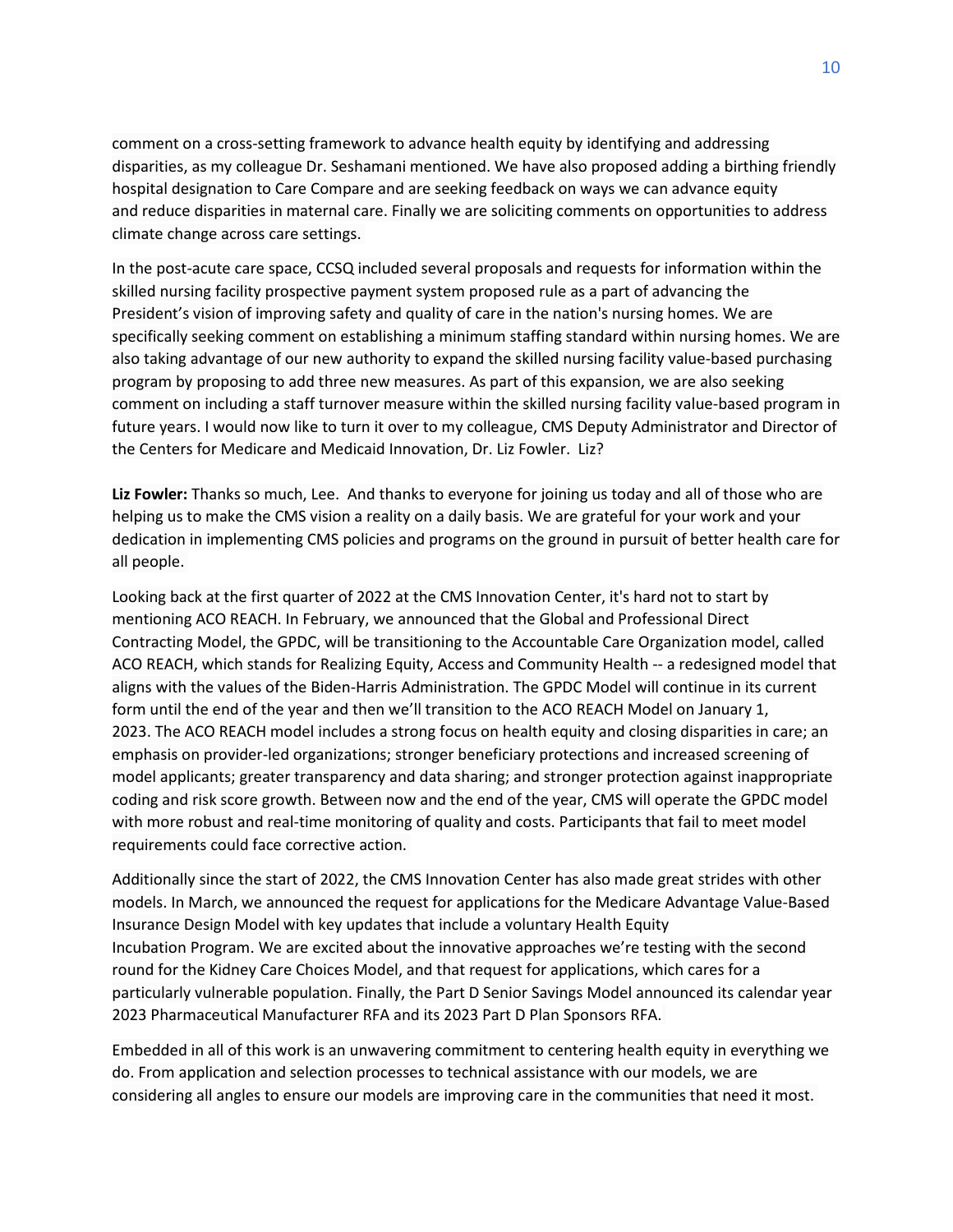comment on a cross-setting framework to advance health equity by identifying and addressing disparities, as my colleague Dr. Seshamani mentioned. We have also proposed adding a birthing friendly hospital designation to Care Compare and are seeking feedback on ways we can advance equity and reduce disparities in maternal care. Finally we are soliciting comments on opportunities to address climate change across care settings.

In the post-acute care space, CCSQ included several proposals and requests for information within the skilled nursing facility prospective payment system proposed rule as a part of advancing the President's vision of improving safety and quality of care in the nation's nursing homes. We are specifically seeking comment on establishing a minimum staffing standard within nursing homes. We are also taking advantage of our new authority to expand the skilled nursing facility value-based purchasing program by proposing to add three new measures. As part of this expansion, we are also seeking comment on including a staff turnover measure within the skilled nursing facility value-based program in future years. I would now like to turn it over to my colleague, CMS Deputy Administrator and Director of the Centers for Medicare and Medicaid Innovation, Dr. Liz Fowler. Liz?

**Liz Fowler:** Thanks so much, Lee. And thanks to everyone for joining us today and all of those who are helping us to make the CMS vision a reality on a daily basis. We are grateful for your work and your dedication in implementing CMS policies and programs on the ground in pursuit of better health care for all people.

Looking back at the first quarter of 2022 at the CMS Innovation Center, it's hard not to start by mentioning ACO REACH. In February, we announced that the Global and Professional Direct Contracting Model, the GPDC, will be transitioning to the Accountable Care Organization model, called ACO REACH, which stands for Realizing Equity, Access and Community Health -- a redesigned model that aligns with the values of the Biden-Harris Administration. The GPDC Model will continue in its current form until the end of the year and then we'll transition to the ACO REACH Model on January 1, 2023. The ACO REACH model includes a strong focus on health equity and closing disparities in care; an emphasis on provider-led organizations; stronger beneficiary protections and increased screening of model applicants; greater transparency and data sharing; and stronger protection against inappropriate coding and risk score growth. Between now and the end of the year, CMS will operate the GPDC model with more robust and real-time monitoring of quality and costs. Participants that fail to meet model requirements could face corrective action.

Additionally since the start of 2022, the CMS Innovation Center has also made great strides with other models. In March, we announced the request for applications for the Medicare Advantage Value-Based Insurance Design Model with key updates that include a voluntary Health Equity Incubation Program. We are excited about the innovative approaches we're testing with the second round for the Kidney Care Choices Model, and that request for applications, which cares for a particularly vulnerable population. Finally, the Part D Senior Savings Model announced its calendar year 2023 Pharmaceutical Manufacturer RFA and its 2023 Part D Plan Sponsors RFA.

Embedded in all of this work is an unwavering commitment to centering health equity in everything we do. From application and selection processes to technical assistance with our models, we are considering all angles to ensure our models are improving care in the communities that need it most.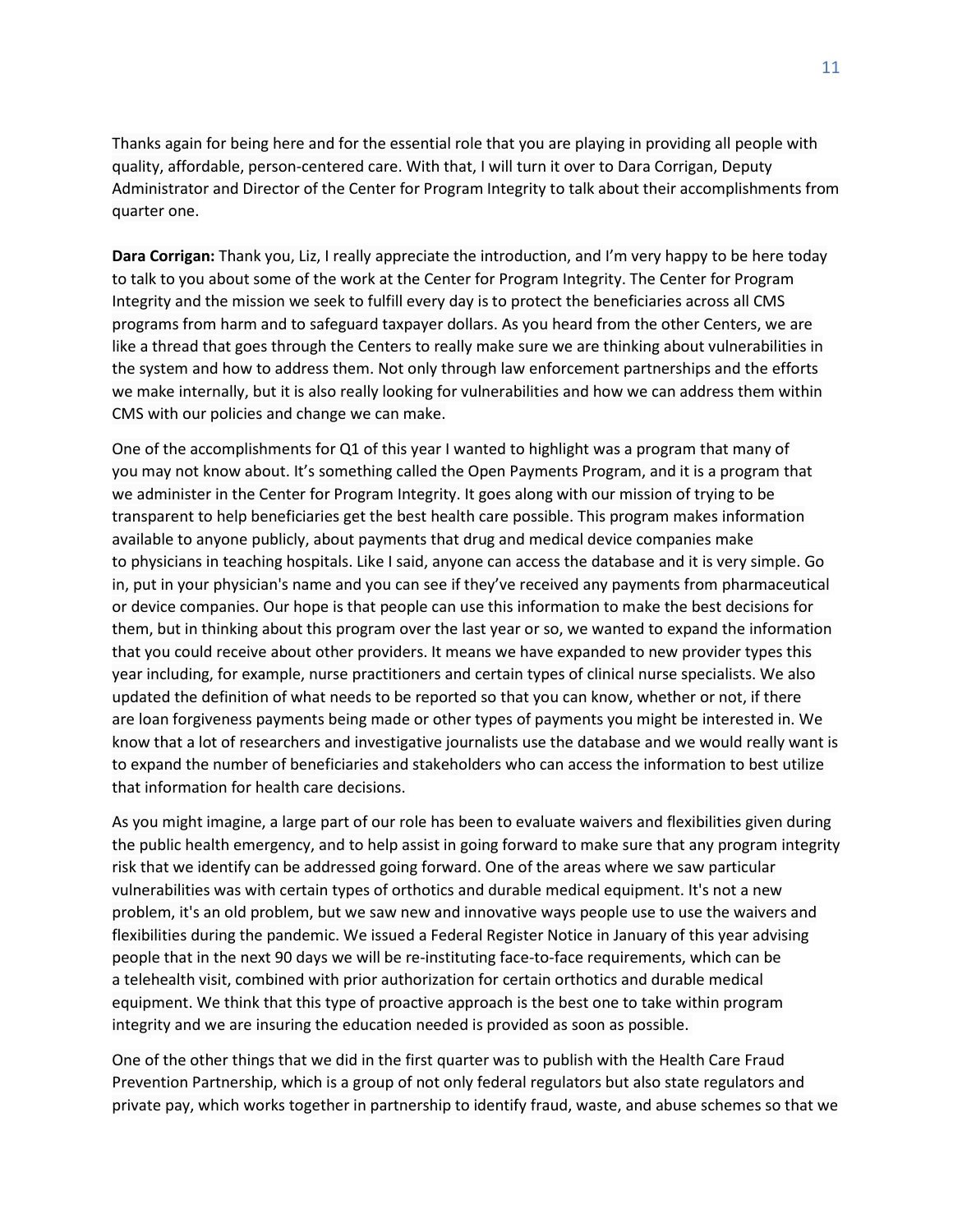Thanks again for being here and for the essential role that you are playing in providing all people with quality, affordable, person-centered care. With that, I will turn it over to Dara Corrigan, Deputy Administrator and Director of the Center for Program Integrity to talk about their accomplishments from quarter one.

**Dara Corrigan:** Thank you, Liz, I really appreciate the introduction, and I'm very happy to be here today to talk to you about some of the work at the Center for Program Integrity. The Center for Program Integrity and the mission we seek to fulfill every day is to protect the beneficiaries across all CMS programs from harm and to safeguard taxpayer dollars. As you heard from the other Centers, we are like a thread that goes through the Centers to really make sure we are thinking about vulnerabilities in the system and how to address them. Not only through law enforcement partnerships and the efforts we make internally, but it is also really looking for vulnerabilities and how we can address them within CMS with our policies and change we can make.

One of the accomplishments for Q1 of this year I wanted to highlight was a program that many of you may not know about. It's something called the Open Payments Program, and it is a program that we administer in the Center for Program Integrity. It goes along with our mission of trying to be transparent to help beneficiaries get the best health care possible. This program makes information available to anyone publicly, about payments that drug and medical device companies make to physicians in teaching hospitals. Like I said, anyone can access the database and it is very simple. Go in, put in your physician's name and you can see if they've received any payments from pharmaceutical or device companies. Our hope is that people can use this information to make the best decisions for them, but in thinking about this program over the last year or so, we wanted to expand the information that you could receive about other providers. It means we have expanded to new provider types this year including, for example, nurse practitioners and certain types of clinical nurse specialists. We also updated the definition of what needs to be reported so that you can know, whether or not, if there are loan forgiveness payments being made or other types of payments you might be interested in. We know that a lot of researchers and investigative journalists use the database and we would really want is to expand the number of beneficiaries and stakeholders who can access the information to best utilize that information for health care decisions.

As you might imagine, a large part of our role has been to evaluate waivers and flexibilities given during the public health emergency, and to help assist in going forward to make sure that any program integrity risk that we identify can be addressed going forward. One of the areas where we saw particular vulnerabilities was with certain types of orthotics and durable medical equipment. It's not a new problem, it's an old problem, but we saw new and innovative ways people use to use the waivers and flexibilities during the pandemic. We issued a Federal Register Notice in January of this year advising people that in the next 90 days we will be re-instituting face-to-face requirements, which can be a telehealth visit, combined with prior authorization for certain orthotics and durable medical equipment. We think that this type of proactive approach is the best one to take within program integrity and we are insuring the education needed is provided as soon as possible.

One of the other things that we did in the first quarter was to publish with the Health Care Fraud Prevention Partnership, which is a group of not only federal regulators but also state regulators and private pay, which works together in partnership to identify fraud, waste, and abuse schemes so that we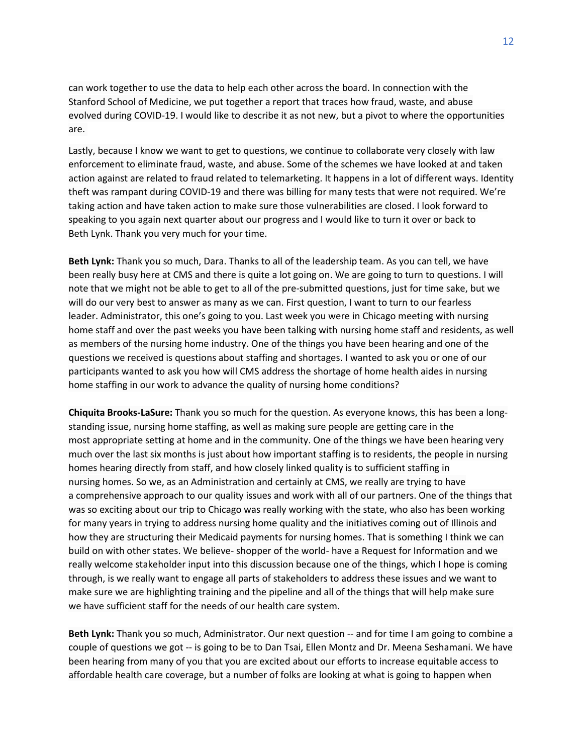can work together to use the data to help each other across the board. In connection with the Stanford School of Medicine, we put together a report that traces how fraud, waste, and abuse evolved during COVID-19. I would like to describe it as not new, but a pivot to where the opportunities are.

Lastly, because I know we want to get to questions, we continue to collaborate very closely with law enforcement to eliminate fraud, waste, and abuse. Some of the schemes we have looked at and taken action against are related to fraud related to telemarketing. It happens in a lot of different ways. Identity theft was rampant during COVID-19 and there was billing for many tests that were not required. We're taking action and have taken action to make sure those vulnerabilities are closed. I look forward to speaking to you again next quarter about our progress and I would like to turn it over or back to Beth Lynk. Thank you very much for your time.

**Beth Lynk:** Thank you so much, Dara. Thanks to all of the leadership team. As you can tell, we have been really busy here at CMS and there is quite a lot going on. We are going to turn to questions. I will note that we might not be able to get to all of the pre-submitted questions, just for time sake, but we will do our very best to answer as many as we can. First question, I want to turn to our fearless leader. Administrator, this one's going to you. Last week you were in Chicago meeting with nursing home staff and over the past weeks you have been talking with nursing home staff and residents, as well as members of the nursing home industry. One of the things you have been hearing and one of the questions we received is questions about staffing and shortages. I wanted to ask you or one of our participants wanted to ask you how will CMS address the shortage of home health aides in nursing home staffing in our work to advance the quality of nursing home conditions?

**Chiquita Brooks-LaSure:** Thank you so much for the question. As everyone knows, this has been a long-standing issue, nursing home staffing, as well as making sure people are getting care in the most appropriate setting at home and in the community. One of the things we have been hearing very much over the last six months is just about how important staffing is to residents, the people in nursing homes hearing directly from staff, and how closely linked quality is to sufficient staffing in nursing homes. So we, as an Administration and certainly at CMS, we really are trying to have a comprehensive approach to our quality issues and work with all of our partners. One of the things that was so exciting about our trip to Chicago was really working with the state, who also has been working for many years in trying to address nursing home quality and the initiatives coming out of Illinois and how they are structuring their Medicaid payments for nursing homes. That is something I think we can build on with other states. We believe- shopper of the world- have a Request for Information and we really welcome stakeholder input into this discussion because one of the things, which I hope is coming through, is we really want to engage all parts of stakeholders to address these issues and we want to make sure we are highlighting training and the pipeline and all of the things that will help make sure we have sufficient staff for the needs of our health care system.

**Beth Lynk:** Thank you so much, Administrator. Our next question -- and for time I am going to combine a couple of questions we got -- is going to be to Dan Tsai, Ellen Montz and Dr. Meena Seshamani. We have been hearing from many of you that you are excited about our efforts to increase equitable access to affordable health care coverage, but a number of folks are looking at what is going to happen when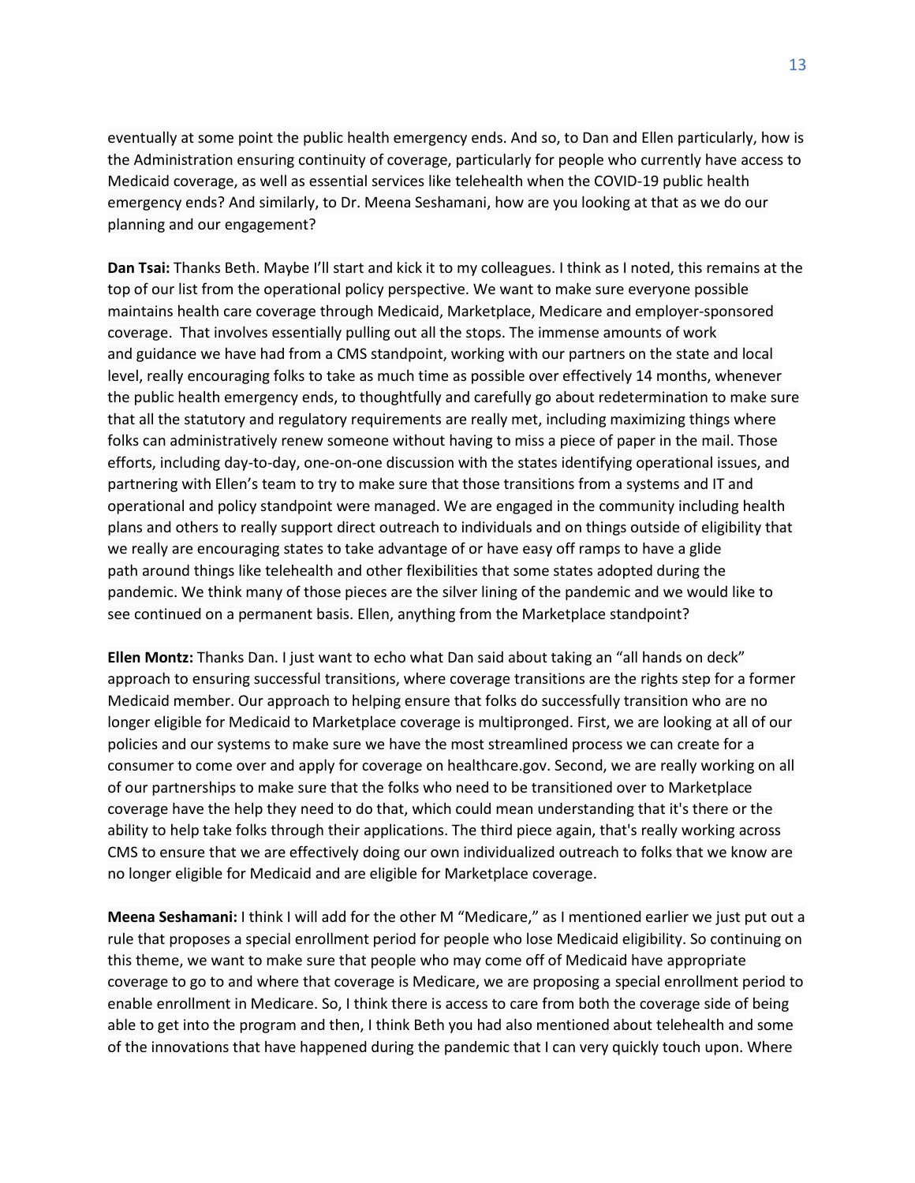eventually at some point the public health emergency ends. And so, to Dan and Ellen particularly, how is the Administration ensuring continuity of coverage, particularly for people who currently have access to Medicaid coverage, as well as essential services like telehealth when the COVID-19 public health emergency ends? And similarly, to Dr. Meena Seshamani, how are you looking at that as we do our planning and our engagement?

**Dan Tsai:** Thanks Beth. Maybe I'll start and kick it to my colleagues. I think as I noted, this remains at the top of our list from the operational policy perspective. We want to make sure everyone possible maintains health care coverage through Medicaid, Marketplace, Medicare and employer-sponsored coverage. That involves essentially pulling out all the stops. The immense amounts of work and guidance we have had from a CMS standpoint, working with our partners on the state and local level, really encouraging folks to take as much time as possible over effectively 14 months, whenever the public health emergency ends, to thoughtfully and carefully go about redetermination to make sure that all the statutory and regulatory requirements are really met, including maximizing things where folks can administratively renew someone without having to miss a piece of paper in the mail. Those efforts, including day-to-day, one-on-one discussion with the states identifying operational issues, and partnering with Ellen's team to try to make sure that those transitions from a systems and IT and operational and policy standpoint were managed. We are engaged in the community including health plans and others to really support direct outreach to individuals and on things outside of eligibility that we really are encouraging states to take advantage of or have easy off ramps to have a glide path around things like telehealth and other flexibilities that some states adopted during the pandemic. We think many of those pieces are the silver lining of the pandemic and we would like to see continued on a permanent basis. Ellen, anything from the Marketplace standpoint?

**Ellen Montz:** Thanks Dan. I just want to echo what Dan said about taking an "all hands on deck" approach to ensuring successful transitions, where coverage transitions are the rights step for a former Medicaid member. Our approach to helping ensure that folks do successfully transition who are no longer eligible for Medicaid to Marketplace coverage is multipronged. First, we are looking at all of our policies and our systems to make sure we have the most streamlined process we can create for a consumer to come over and apply for coverage on healthcare.gov. Second, we are really working on all of our partnerships to make sure that the folks who need to be transitioned over to Marketplace coverage have the help they need to do that, which could mean understanding that it's there or the ability to help take folks through their applications. The third piece again, that's really working across CMS to ensure that we are effectively doing our own individualized outreach to folks that we know are no longer eligible for Medicaid and are eligible for Marketplace coverage.

**Meena Seshamani:** I think I will add for the other M "Medicare," as I mentioned earlier we just put out a rule that proposes a special enrollment period for people who lose Medicaid eligibility. So continuing on this theme, we want to make sure that people who may come off of Medicaid have appropriate coverage to go to and where that coverage is Medicare, we are proposing a special enrollment period to enable enrollment in Medicare. So, I think there is access to care from both the coverage side of being able to get into the program and then, I think Beth you had also mentioned about telehealth and some of the innovations that have happened during the pandemic that I can very quickly touch upon. Where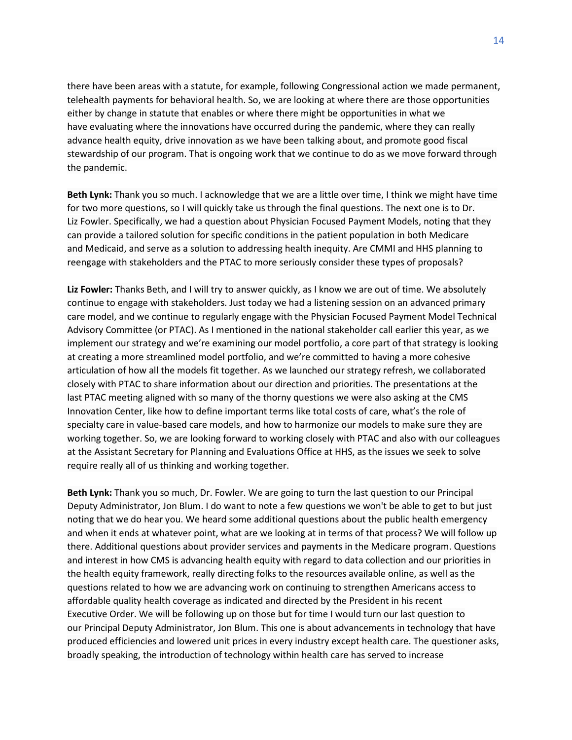there have been areas with a statute, for example, following Congressional action we made permanent, telehealth payments for behavioral health. So, we are looking at where there are those opportunities either by change in statute that enables or where there might be opportunities in what we have evaluating where the innovations have occurred during the pandemic, where they can really advance health equity, drive innovation as we have been talking about, and promote good fiscal stewardship of our program. That is ongoing work that we continue to do as we move forward through the pandemic.

**Beth Lynk:** Thank you so much. I acknowledge that we are a little over time, I think we might have time for two more questions, so I will quickly take us through the final questions. The next one is to Dr. Liz Fowler. Specifically, we had a question about Physician Focused Payment Models, noting that they can provide a tailored solution for specific conditions in the patient population in both Medicare and Medicaid, and serve as a solution to addressing health inequity. Are CMMI and HHS planning to reengage with stakeholders and the PTAC to more seriously consider these types of proposals?

**Liz Fowler:** Thanks Beth, and I will try to answer quickly, as I know we are out of time. We absolutely continue to engage with stakeholders. Just today we had a listening session on an advanced primary care model, and we continue to regularly engage with the Physician Focused Payment Model Technical Advisory Committee (or PTAC). As I mentioned in the national stakeholder call earlier this year, as we implement our strategy and we're examining our model portfolio, a core part of that strategy is looking at creating a more streamlined model portfolio, and we're committed to having a more cohesive articulation of how all the models fit together. As we launched our strategy refresh, we collaborated closely with PTAC to share information about our direction and priorities. The presentations at the last PTAC meeting aligned with so many of the thorny questions we were also asking at the CMS Innovation Center, like how to define important terms like total costs of care, what's the role of specialty care in value-based care models, and how to harmonize our models to make sure they are working together. So, we are looking forward to working closely with PTAC and also with our colleagues at the Assistant Secretary for Planning and Evaluations Office at HHS, as the issues we seek to solve require really all of us thinking and working together.

**Beth Lynk:** Thank you so much, Dr. Fowler. We are going to turn the last question to our Principal Deputy Administrator, Jon Blum. I do want to note a few questions we won't be able to get to but just noting that we do hear you. We heard some additional questions about the public health emergency and when it ends at whatever point, what are we looking at in terms of that process? We will follow up there. Additional questions about provider services and payments in the Medicare program. Questions and interest in how CMS is advancing health equity with regard to data collection and our priorities in the health equity framework, really directing folks to the resources available online, as well as the questions related to how we are advancing work on continuing to strengthen Americans access to affordable quality health coverage as indicated and directed by the President in his recent Executive Order. We will be following up on those but for time I would turn our last question to our Principal Deputy Administrator, Jon Blum. This one is about advancements in technology that have produced efficiencies and lowered unit prices in every industry except health care. The questioner asks, broadly speaking, the introduction of technology within health care has served to increase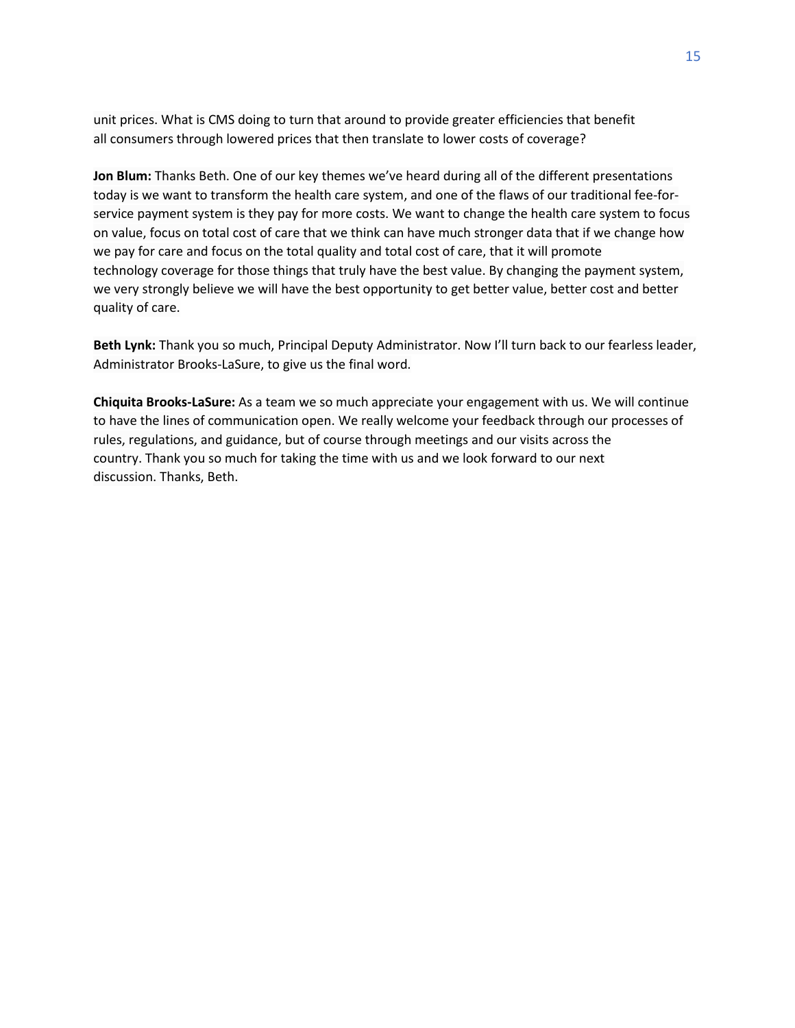unit prices. What is CMS doing to turn that around to provide greater efficiencies that benefit all consumers through lowered prices that then translate to lower costs of coverage?

**Jon Blum:** Thanks Beth. One of our key themes we've heard during all of the different presentations today is we want to transform the health care system, and one of the flaws of our traditional fee-for-service payment system is they pay for more costs. We want to change the health care system to focus on value, focus on total cost of care that we think can have much stronger data that if we change how we pay for care and focus on the total quality and total cost of care, that it will promote technology coverage for those things that truly have the best value. By changing the payment system, we very strongly believe we will have the best opportunity to get better value, better cost and better quality of care.

**Beth Lynk:** Thank you so much, Principal Deputy Administrator. Now I'll turn back to our fearless leader, Administrator Brooks-LaSure, to give us the final word.

**Chiquita Brooks-LaSure:** As a team we so much appreciate your engagement with us. We will continue to have the lines of communication open. We really welcome your feedback through our processes of rules, regulations, and guidance, but of course through meetings and our visits across the country. Thank you so much for taking the time with us and we look forward to our next discussion. Thanks, Beth.